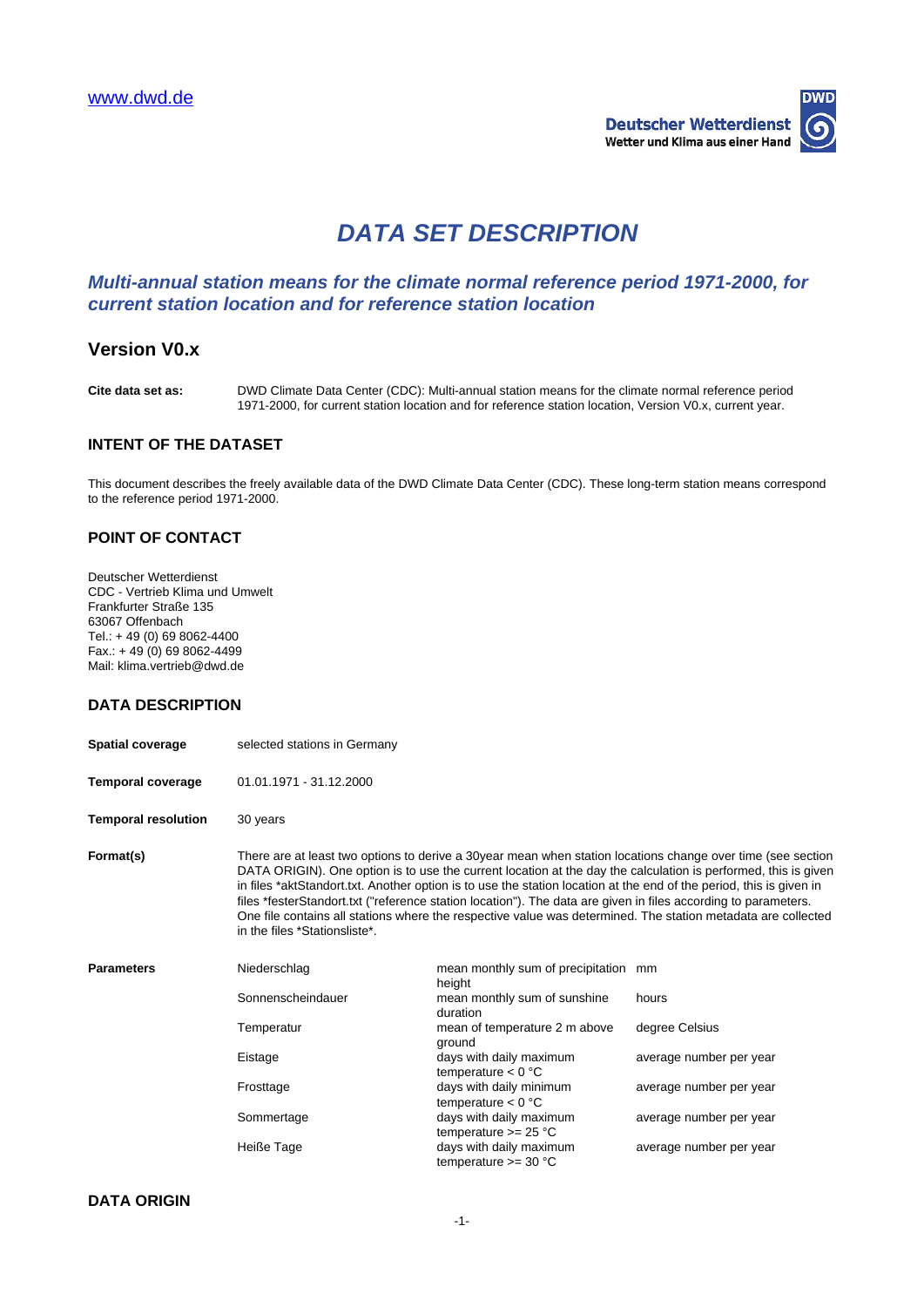www.dwd.de

Deutscher Wetterdienst
Wetter und Klima aus einer Hand

# *DATA SET DESCRIPTION*

## *Multi-annual station means for the climate normal reference period 1971-2000, for current station location and for reference station location*

## Version V0.x

**Cite data set as:** DWD Climate Data Center (CDC): Multi-annual station means for the climate normal reference period 1971-2000, for current station location and for reference station location, Version V0.x, current year.

### INTENT OF THE DATASET

This document describes the freely available data of the DWD Climate Data Center (CDC). These long-term station means correspond to the reference period 1971-2000.

### POINT OF CONTACT

Deutscher Wetterdienst
CDC - Vertrieb Klima und Umwelt
Frankfurter Straße 135
63067 Offenbach
Tel.: + 49 (0) 69 8062-4400
Fax.: + 49 (0) 69 8062-4499
Mail: klima.vertrieb@dwd.de

### DATA DESCRIPTION

**Spatial coverage** selected stations in Germany

**Temporal coverage** 01.01.1971 - 31.12.2000

**Temporal resolution** 30 years

**Format(s)** There are at least two options to derive a 30year mean when station locations change over time (see section DATA ORIGIN). One option is to use the current location at the day the calculation is performed, this is given in files *aktStandort.txt. Another option is to use the station location at the end of the period, this is given in files *festerStandort.txt ("reference station location"). The data are given in files according to parameters. One file contains all stations where the respective value was determined. The station metadata are collected in the files *Stationsliste*.

**Parameters**

| Parameter | Description | Unit |
|---|---|---|
| Niederschlag | mean monthly sum of precipitation height | mm |
| Sonnenscheindauer | mean monthly sum of sunshine duration | hours |
| Temperatur | mean of temperature 2 m above ground | degree Celsius |
| Eistage | days with daily maximum temperature < 0 °C | average number per year |
| Frosttage | days with daily minimum temperature < 0 °C | average number per year |
| Sommertage | days with daily maximum temperature >= 25 °C | average number per year |
| Heiße Tage | days with daily maximum temperature >= 30 °C | average number per year |

### DATA ORIGIN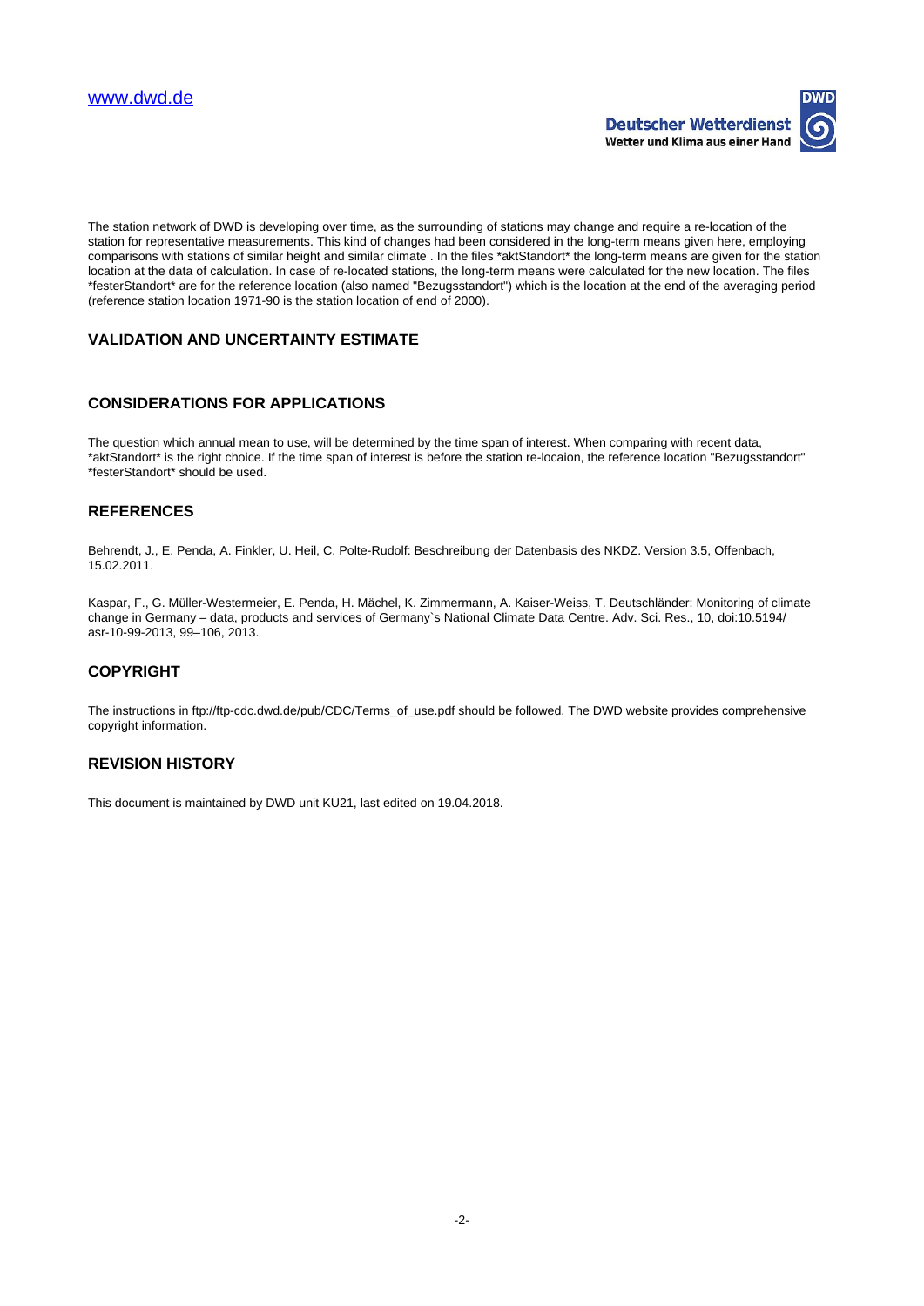The station network of DWD is developing over time, as the surrounding of stations may change and require a re-location of the station for representative measurements. This kind of changes had been considered in the long-term means given here, employing comparisons with stations of similar height and similar climate . In the files *aktStandort* the long-term means are given for the station location at the data of calculation. In case of re-located stations, the long-term means were calculated for the new location. The files *festerStandort* are for the reference location (also named "Bezugsstandort") which is the location at the end of the averaging period (reference station location 1971-90 is the station location of end of 2000).

## VALIDATION AND UNCERTAINTY ESTIMATE

## CONSIDERATIONS FOR APPLICATIONS

The question which annual mean to use, will be determined by the time span of interest. When comparing with recent data, *aktStandort* is the right choice. If the time span of interest is before the station re-locaion, the reference location "Bezugsstandort" *festerStandort* should be used.

## REFERENCES

Behrendt, J., E. Penda, A. Finkler, U. Heil, C. Polte-Rudolf: Beschreibung der Datenbasis des NKDZ. Version 3.5, Offenbach, 15.02.2011.

Kaspar, F., G. Müller-Westermeier, E. Penda, H. Mächel, K. Zimmermann, A. Kaiser-Weiss, T. Deutschländer: Monitoring of climate change in Germany – data, products and services of Germany`s National Climate Data Centre. Adv. Sci. Res., 10, doi:10.5194/asr-10-99-2013, 99–106, 2013.

## COPYRIGHT

The instructions in ftp://ftp-cdc.dwd.de/pub/CDC/Terms_of_use.pdf should be followed. The DWD website provides comprehensive copyright information.

## REVISION HISTORY

This document is maintained by DWD unit KU21, last edited on 19.04.2018.